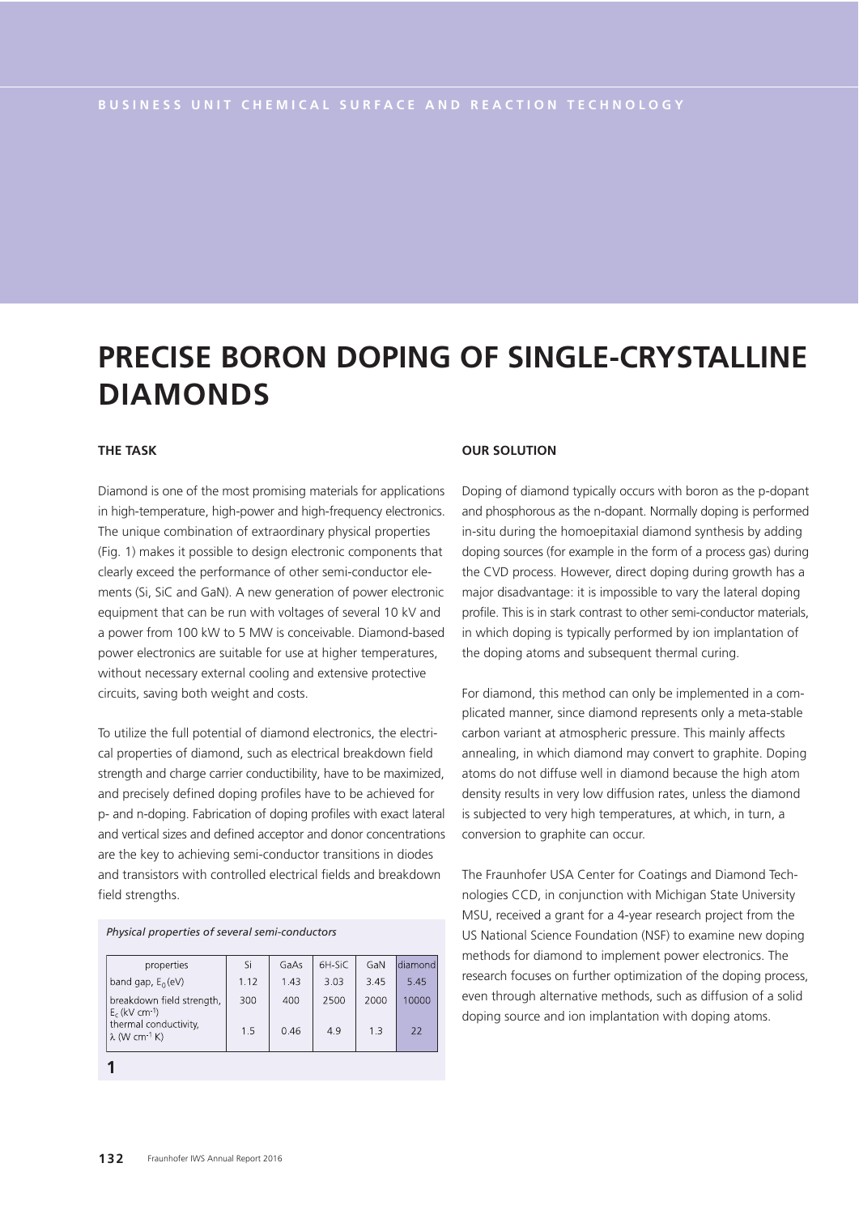BUSINESS UNIT CHEMICAL SURFACE AND REACTION TECHNOLOGY

# PRECISE BORON DOPING OF SINGLE-CRYSTALLINE DIAMONDS

### THE TASK

Diamond is one of the most promising materials for applications in high-temperature, high-power and high-frequency electronics. The unique combination of extraordinary physical properties (Fig. 1) makes it possible to design electronic components that clearly exceed the performance of other semi-conductor elements (Si, SiC and GaN). A new generation of power electronic equipment that can be run with voltages of several 10 kV and a power from 100 kW to 5 MW is conceivable. Diamond-based power electronics are suitable for use at higher temperatures, without necessary external cooling and extensive protective circuits, saving both weight and costs.

To utilize the full potential of diamond electronics, the electrical properties of diamond, such as electrical breakdown field strength and charge carrier conductibility, have to be maximized, and precisely defined doping profiles have to be achieved for p- and n-doping. Fabrication of doping profiles with exact lateral and vertical sizes and defined acceptor and donor concentrations are the key to achieving semi-conductor transitions in diodes and transistors with controlled electrical fields and breakdown field strengths.

*Physical properties of several semi-conductors*

| properties | Si | GaAs | 6H-SiC | GaN | diamond |
|---|---|---|---|---|---|
| band gap, $E_0$ (eV) | 1.12 | 1.43 | 3.03 | 3.45 | 5.45 |
| breakdown field strength, $E_c$ (kV $cm^{-1}$) | 300 | 400 | 2500 | 2000 | 10000 |
| thermal conductivity, $\lambda$ (W $cm^{-1}$ K) | 1.5 | 0.46 | 4.9 | 1.3 | 22 |

1

### OUR SOLUTION

Doping of diamond typically occurs with boron as the p-dopant and phosphorous as the n-dopant. Normally doping is performed in-situ during the homoepitaxial diamond synthesis by adding doping sources (for example in the form of a process gas) during the CVD process. However, direct doping during growth has a major disadvantage: it is impossible to vary the lateral doping profile. This is in stark contrast to other semi-conductor materials, in which doping is typically performed by ion implantation of the doping atoms and subsequent thermal curing.

For diamond, this method can only be implemented in a complicated manner, since diamond represents only a meta-stable carbon variant at atmospheric pressure. This mainly affects annealing, in which diamond may convert to graphite. Doping atoms do not diffuse well in diamond because the high atom density results in very low diffusion rates, unless the diamond is subjected to very high temperatures, at which, in turn, a conversion to graphite can occur.

The Fraunhofer USA Center for Coatings and Diamond Technologies CCD, in conjunction with Michigan State University MSU, received a grant for a 4-year research project from the US National Science Foundation (NSF) to examine new doping methods for diamond to implement power electronics. The research focuses on further optimization of the doping process, even through alternative methods, such as diffusion of a solid doping source and ion implantation with doping atoms.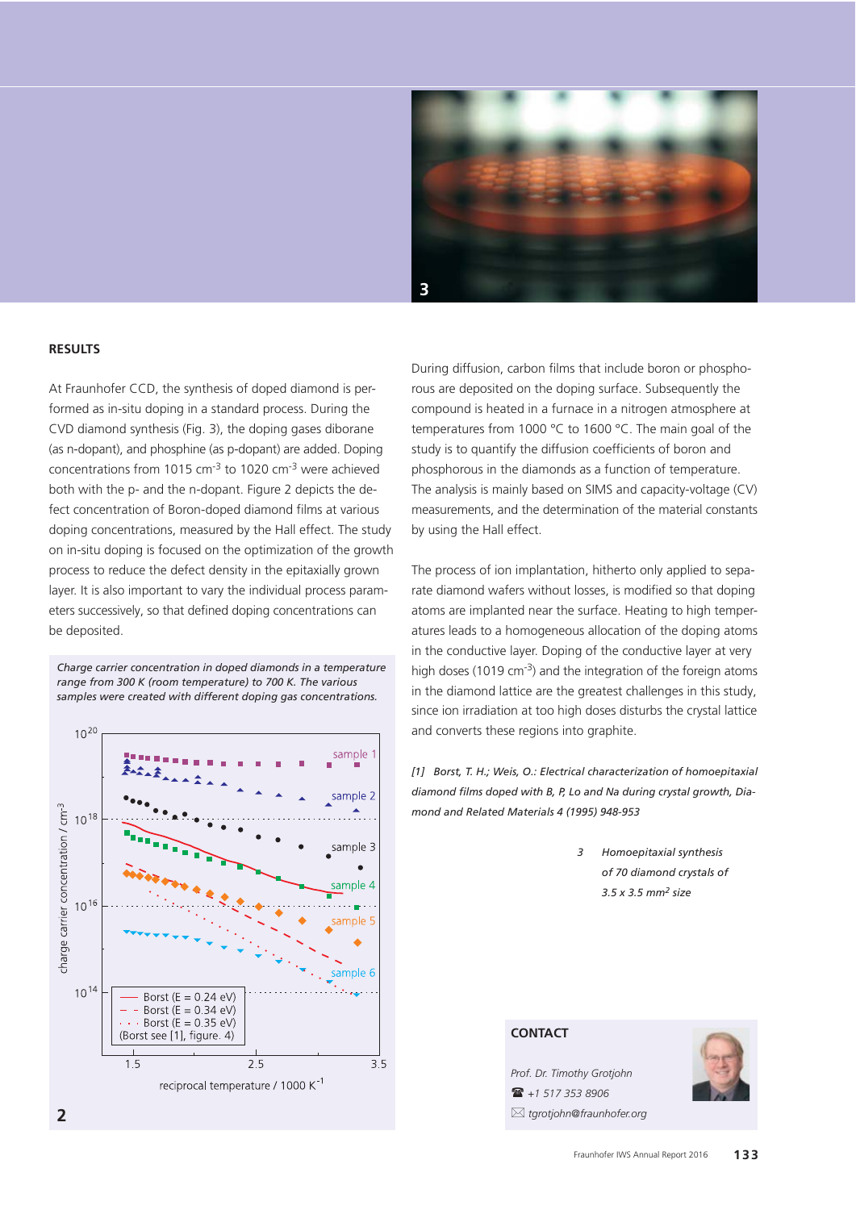## RESULTS

At Fraunhofer CCD, the synthesis of doped diamond is performed as in-situ doping in a standard process. During the CVD diamond synthesis (Fig. 3), the doping gases diborane (as n-dopant), and phosphine (as p-dopant) are added. Doping concentrations from 1015 $cm^{-3}$ to 1020 $cm^{-3}$ were achieved both with the p- and the n-dopant. Figure 2 depicts the defect concentration of Boron-doped diamond films at various doping concentrations, measured by the Hall effect. The study on in-situ doping is focused on the optimization of the growth process to reduce the defect density in the epitaxially grown layer. It is also important to vary the individual process parameters successively, so that defined doping concentrations can be deposited.

*Charge carrier concentration in doped diamonds in a temperature range from 300 K (room temperature) to 700 K. The various samples were created with different doping gas concentrations.*

charge carrier concentration / $cm^{-3}$

$10^{20}$
$10^{18}$
$10^{16}$
$10^{14}$

sample 1
sample 2
sample 3
sample 4
sample 5
sample 6

Borst (E = 0.24 eV)
Borst (E = 0.34 eV)
Borst (E = 0.35 eV)
(Borst see [1], figure. 4)

1.5
2.5
3.5

reciprocal temperature / 1000 $K^{-1}$

2

During diffusion, carbon films that include boron or phosphorous are deposited on the doping surface. Subsequently the compound is heated in a furnace in a nitrogen atmosphere at temperatures from 1000 °C to 1600 °C. The main goal of the study is to quantify the diffusion coefficients of boron and phosphorous in the diamonds as a function of temperature. The analysis is mainly based on SIMS and capacity-voltage (CV) measurements, and the determination of the material constants by using the Hall effect.

The process of ion implantation, hitherto only applied to separate diamond wafers without losses, is modified so that doping atoms are implanted near the surface. Heating to high temperatures leads to a homogeneous allocation of the doping atoms in the conductive layer. Doping of the conductive layer at very high doses (1019 $cm^{-3}$) and the integration of the foreign atoms in the diamond lattice are the greatest challenges in this study, since ion irradiation at too high doses disturbs the crystal lattice and converts these regions into graphite.

*[1] Borst, T. H.; Weis, O.: Electrical characterization of homoepitaxial diamond films doped with B, P, Lo and Na during crystal growth, Diamond and Related Materials 4 (1995) 948-953*

3 *Homoepitaxial synthesis of 70 diamond crystals of 3.5 x 3.5 $mm^2$ size*

### CONTACT

*Prof. Dr. Timothy Grotjohn*

*+1 517 353 8906*

*tgrotjohn@fraunhofer.org*